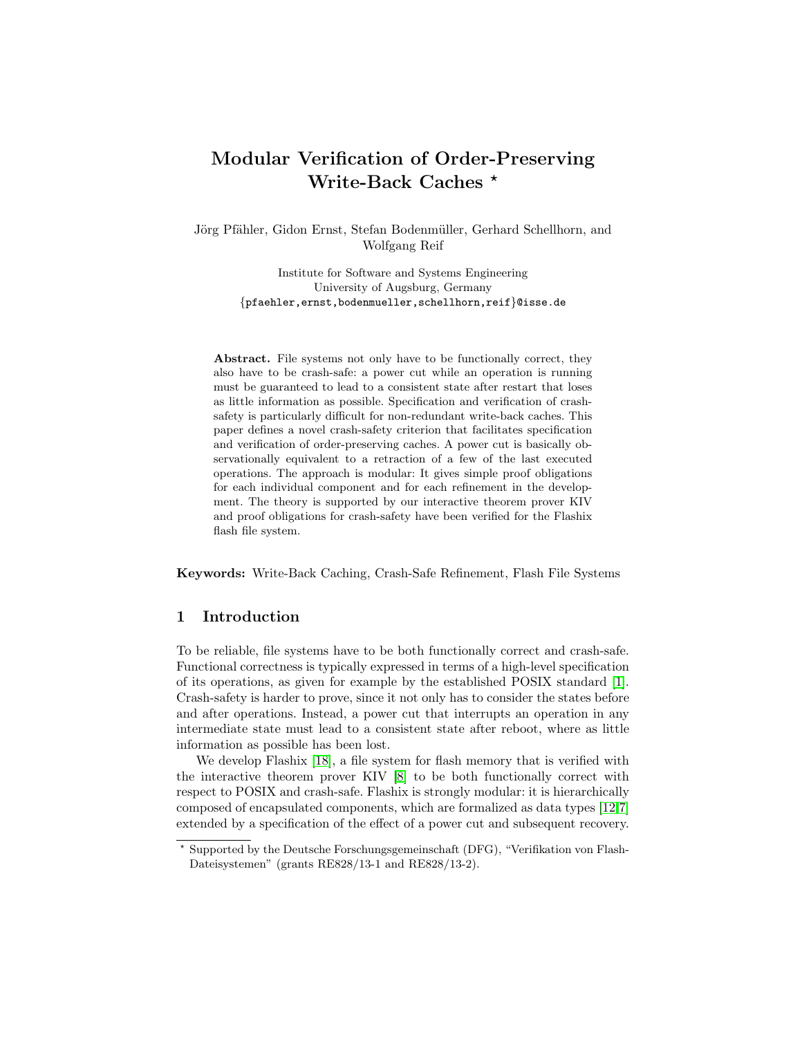# Modular Verification of Order-Preserving Write-Back Caches *

Jörg Pfähler, Gidon Ernst, Stefan Bodenmüller, Gerhard Schellhorn, and Wolfgang Reif

Institute for Software and Systems Engineering
University of Augsburg, Germany
{pfaehler,ernst,bodenmueller,schellhorn,reif}@isse.de

**Abstract.** File systems not only have to be functionally correct, they also have to be crash-safe: a power cut while an operation is running must be guaranteed to lead to a consistent state after restart that loses as little information as possible. Specification and verification of crash-safety is particularly difficult for non-redundant write-back caches. This paper defines a novel crash-safety criterion that facilitates specification and verification of order-preserving caches. A power cut is basically observationally equivalent to a retraction of a few of the last executed operations. The approach is modular: It gives simple proof obligations for each individual component and for each refinement in the development. The theory is supported by our interactive theorem prover KIV and proof obligations for crash-safety have been verified for the Flashix flash file system.

**Keywords:** Write-Back Caching, Crash-Safe Refinement, Flash File Systems

## 1 Introduction

To be reliable, file systems have to be both functionally correct and crash-safe. Functional correctness is typically expressed in terms of a high-level specification of its operations, as given for example by the established POSIX standard [1]. Crash-safety is harder to prove, since it not only has to consider the states before and after operations. Instead, a power cut that interrupts an operation in any intermediate state must lead to a consistent state after reboot, where as little information as possible has been lost.

We develop Flashix [18], a file system for flash memory that is verified with the interactive theorem prover KIV [8] to be both functionally correct with respect to POSIX and crash-safe. Flashix is strongly modular: it is hierarchically composed of encapsulated components, which are formalized as data types [12,7] extended by a specification of the effect of a power cut and subsequent recovery.

* Supported by the Deutsche Forschungsgemeinschaft (DFG), "Verifikation von Flash-Dateisystemen" (grants RE828/13-1 and RE828/13-2).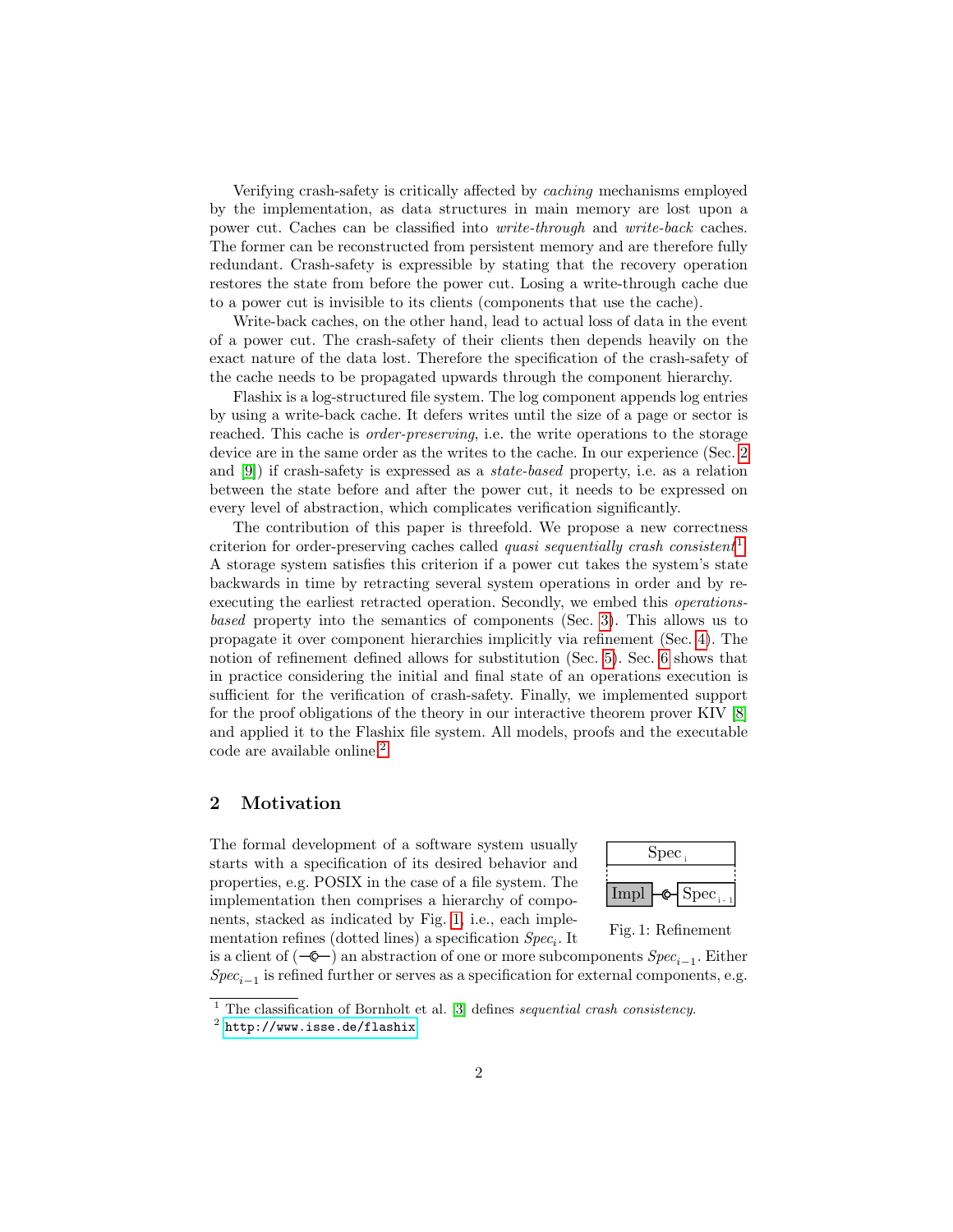Verifying crash-safety is critically affected by *caching* mechanisms employed by the implementation, as data structures in main memory are lost upon a power cut. Caches can be classified into *write-through* and *write-back* caches. The former can be reconstructed from persistent memory and are therefore fully redundant. Crash-safety is expressible by stating that the recovery operation restores the state from before the power cut. Losing a write-through cache due to a power cut is invisible to its clients (components that use the cache).

Write-back caches, on the other hand, lead to actual loss of data in the event of a power cut. The crash-safety of their clients then depends heavily on the exact nature of the data lost. Therefore the specification of the crash-safety of the cache needs to be propagated upwards through the component hierarchy.

Flashix is a log-structured file system. The log component appends log entries by using a write-back cache. It defers writes until the size of a page or sector is reached. This cache is *order-preserving*, i.e. the write operations to the storage device are in the same order as the writes to the cache. In our experience (Sec. 2 and [9]) if crash-safety is expressed as a *state-based* property, i.e. as a relation between the state before and after the power cut, it needs to be expressed on every level of abstraction, which complicates verification significantly.

The contribution of this paper is threefold. We propose a new correctness criterion for order-preserving caches called *quasi sequentially crash consistent*[1]. A storage system satisfies this criterion if a power cut takes the system's state backwards in time by retracting several system operations in order and by re-executing the earliest retracted operation. Secondly, we embed this *operations-based* property into the semantics of components (Sec. 3). This allows us to propagate it over component hierarchies implicitly via refinement (Sec. 4). The notion of refinement defined allows for substitution (Sec. 5). Sec. 6 shows that in practice considering the initial and final state of an operations execution is sufficient for the verification of crash-safety. Finally, we implemented support for the proof obligations of the theory in our interactive theorem prover KIV [8] and applied it to the Flashix file system. All models, proofs and the executable code are available online.[2]

## 2 Motivation

The formal development of a software system usually starts with a specification of its desired behavior and properties, e.g. POSIX in the case of a file system. The implementation then comprises a hierarchy of components, stacked as indicated by Fig. 1, i.e., each implementation refines (dotted lines) a specification $Spec_i$. It is a client of (—◎—) an abstraction of one or more subcomponents $Spec_{i-1}$. Either $Spec_{i-1}$ is refined further or serves as a specification for external components, e.g.

Spec$_i$

Impl —◎— Spec$_{i-1}$

Fig. 1: Refinement

[1] The classification of Bornholt et al. [3] defines *sequential crash consistency*.

[2] http://www.isse.de/flashix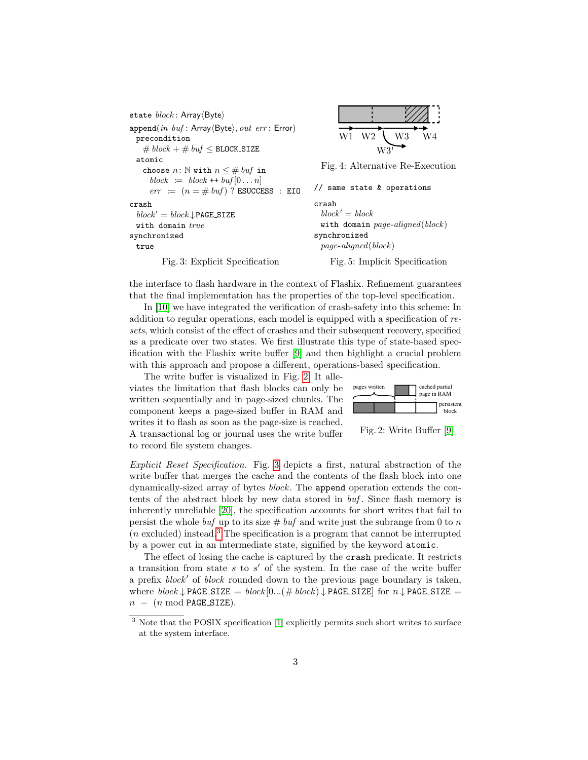```
state block : Array⟨Byte⟩
append(in buf : Array⟨Byte⟩, out err : Error)
  precondition
    # block + # buf ≤ BLOCK_SIZE
  atomic
    choose n: ℕ with n ≤ # buf in
      block := block ++ buf[0 . . . n]
      err := (n = # buf) ? ESUCCESS : EIO
crash
  block′ = block ↓ PAGE_SIZE
  with domain true
synchronized
  true
```

Fig. 3: Explicit Specification

Fig. 4: Alternative Re-Execution

```
// same state & operations
crash
  block′ = block
  with domain page-aligned(block)
synchronized
  page-aligned(block)
```

Fig. 5: Implicit Specification

the interface to flash hardware in the context of Flashix. Refinement guarantees that the final implementation has the properties of the top-level specification.

In [10] we have integrated the verification of crash-safety into this scheme: In addition to regular operations, each model is equipped with a specification of *resets*, which consist of the effect of crashes and their subsequent recovery, specified as a predicate over two states. We first illustrate this type of state-based specification with the Flashix write buffer [9] and then highlight a crucial problem with this approach and propose a different, operations-based specification.

The write buffer is visualized in Fig. 2. It alleviates the limitation that flash blocks can only be written sequentially and in page-sized chunks. The component keeps a page-sized buffer in RAM and writes it to flash as soon as the page-size is reached. A transactional log or journal uses the write buffer to record file system changes.

Fig. 2: Write Buffer [9]

*Explicit Reset Specification.* Fig. 3 depicts a first, natural abstraction of the write buffer that merges the cache and the contents of the flash block into one dynamically-sized array of bytes *block*. The `append` operation extends the contents of the abstract block by new data stored in *buf*. Since flash memory is inherently unreliable [20], the specification accounts for short writes that fail to persist the whole *buf* up to its size $\# buf$ and write just the subrange from 0 to $n$ ($n$ excluded) instead.[3] The specification is a program that cannot be interrupted by a power cut in an intermediate state, signified by the keyword `atomic`.

The effect of losing the cache is captured by the `crash` predicate. It restricts a transition from state $s$ to $s'$ of the system. In the case of the write buffer a prefix $block'$ of $block$ rounded down to the previous page boundary is taken, where $block \downarrow \texttt{PAGE\_SIZE} = block[0 ... (\# block) \downarrow \texttt{PAGE\_SIZE}]$ for $n \downarrow \texttt{PAGE\_SIZE} = n - (n \bmod \texttt{PAGE\_SIZE})$.

[3] Note that the POSIX specification [1] explicitly permits such short writes to surface at the system interface.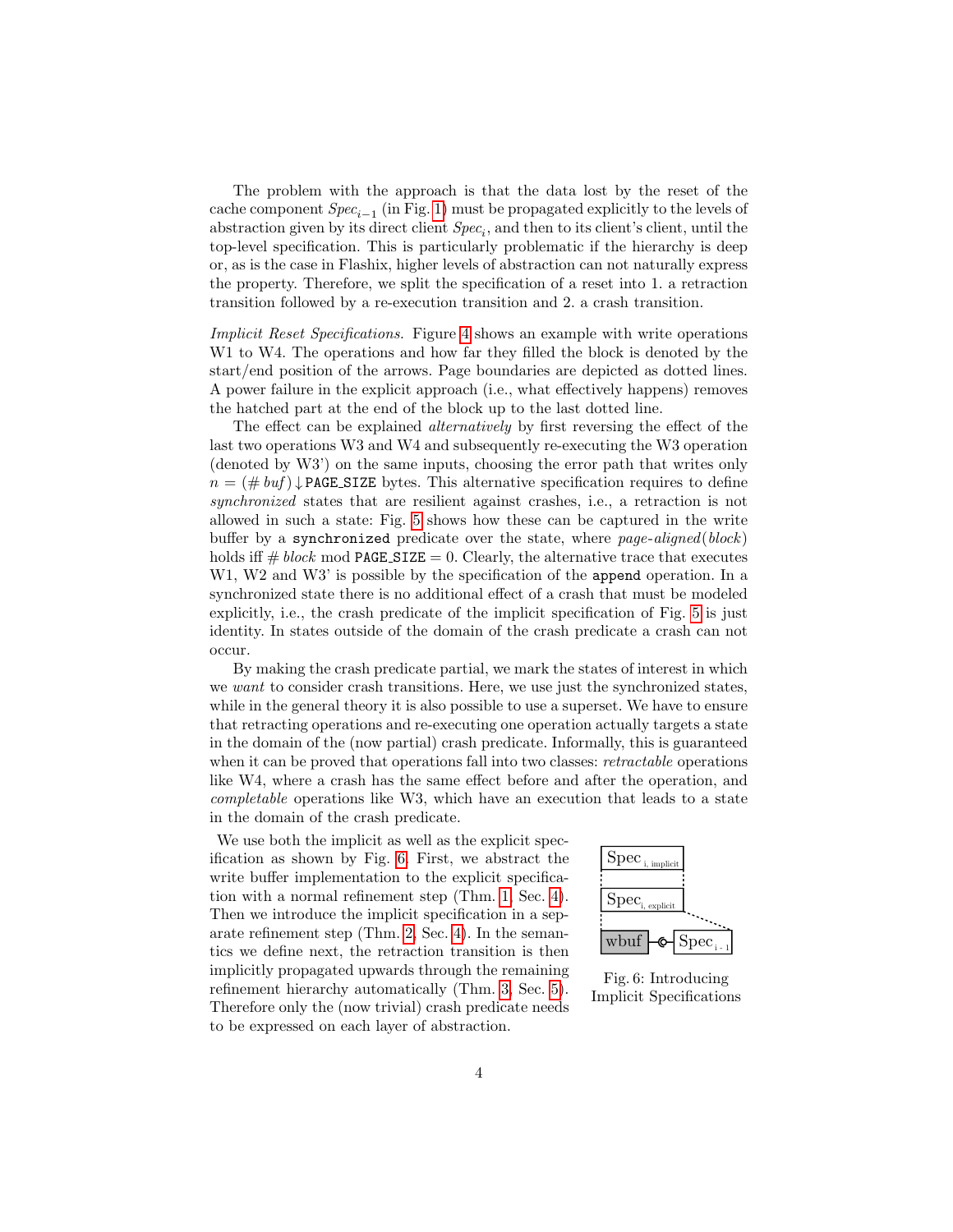The problem with the approach is that the data lost by the reset of the cache component $Spec_{i-1}$ (in Fig. 1) must be propagated explicitly to the levels of abstraction given by its direct client $Spec_i$, and then to its client's client, until the top-level specification. This is particularly problematic if the hierarchy is deep or, as is the case in Flashix, higher levels of abstraction can not naturally express the property. Therefore, we split the specification of a reset into 1. a retraction transition followed by a re-execution transition and 2. a crash transition.

*Implicit Reset Specifications.* Figure 4 shows an example with write operations W1 to W4. The operations and how far they filled the block is denoted by the start/end position of the arrows. Page boundaries are depicted as dotted lines. A power failure in the explicit approach (i.e., what effectively happens) removes the hatched part at the end of the block up to the last dotted line.

The effect can be explained *alternatively* by first reversing the effect of the last two operations W3 and W4 and subsequently re-executing the W3 operation (denoted by W3') on the same inputs, choosing the error path that writes only $n = (\# buf) \downarrow \texttt{PAGE\_SIZE}$ bytes. This alternative specification requires to define *synchronized* states that are resilient against crashes, i.e., a retraction is not allowed in such a state: Fig. 5 shows how these can be captured in the write buffer by a `synchronized` predicate over the state, where *page-aligned*(*block*) holds iff $\# block \bmod \texttt{PAGE\_SIZE} = 0$. Clearly, the alternative trace that executes W1, W2 and W3' is possible by the specification of the `append` operation. In a synchronized state there is no additional effect of a crash that must be modeled explicitly, i.e., the crash predicate of the implicit specification of Fig. 5 is just identity. In states outside of the domain of the crash predicate a crash can not occur.

By making the crash predicate partial, we mark the states of interest in which we *want* to consider crash transitions. Here, we use just the synchronized states, while in the general theory it is also possible to use a superset. We have to ensure that retracting operations and re-executing one operation actually targets a state in the domain of the (now partial) crash predicate. Informally, this is guaranteed when it can be proved that operations fall into two classes: *retractable* operations like W4, where a crash has the same effect before and after the operation, and *completable* operations like W3, which have an execution that leads to a state in the domain of the crash predicate.

We use both the implicit as well as the explicit specification as shown by Fig. 6. First, we abstract the write buffer implementation to the explicit specification with a normal refinement step (Thm. 1, Sec. 4). Then we introduce the implicit specification in a separate refinement step (Thm. 2, Sec. 4). In the semantics we define next, the retraction transition is then implicitly propagated upwards through the remaining refinement hierarchy automatically (Thm. 3, Sec. 5). Therefore only the (now trivial) crash predicate needs to be expressed on each layer of abstraction.

Fig. 6: Introducing Implicit Specifications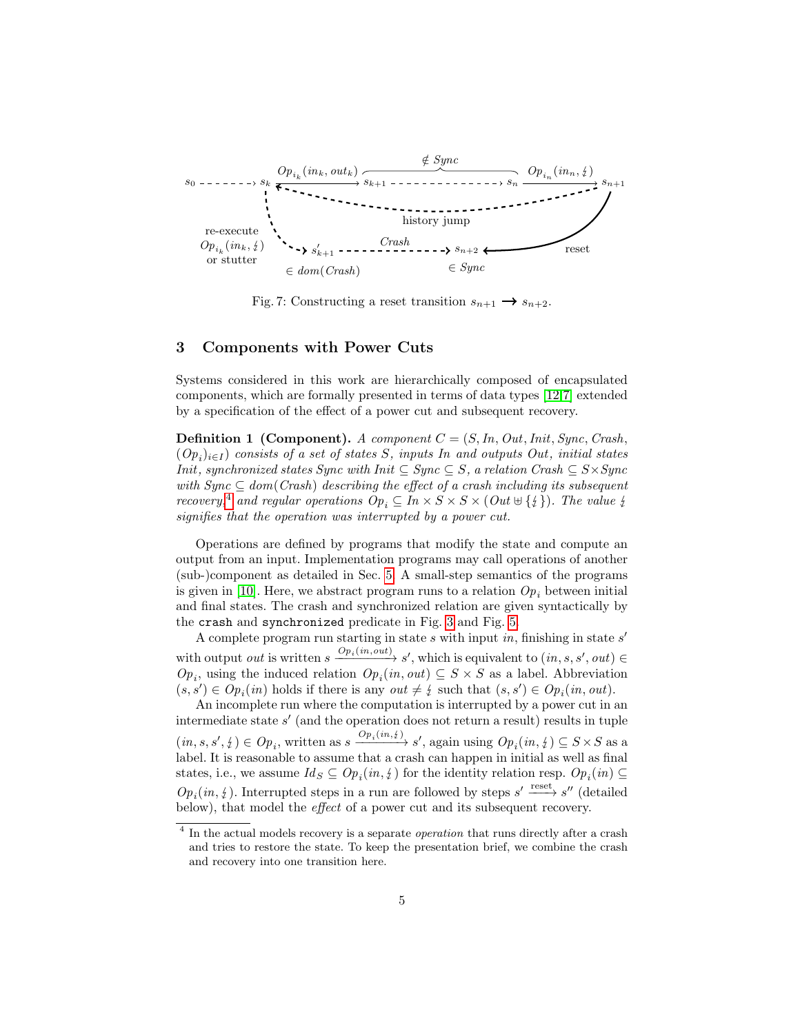Fig. 7: Constructing a reset transition $s_{n+1} \longrightarrow s_{n+2}$.

## 3 Components with Power Cuts

Systems considered in this work are hierarchically composed of encapsulated components, which are formally presented in terms of data types [12,7] extended by a specification of the effect of a power cut and subsequent recovery.

**Definition 1 (Component).** *A component $C = (S, In, Out, Init, Sync, Crash, (Op_i)_{i \in I})$ consists of a set of states $S$, inputs $In$ and outputs $Out$, initial states $Init$, synchronized states $Sync$ with $Init \subseteq Sync \subseteq S$, a relation $Crash \subseteq S \times Sync$ with $Sync \subseteq dom(Crash)$ describing the effect of a crash including its subsequent recovery,*[4] *and regular operations $Op_i \subseteq In \times S \times S \times (Out \uplus \{\lightning\})$. The value $\lightning$ signifies that the operation was interrupted by a power cut.*

Operations are defined by programs that modify the state and compute an output from an input. Implementation programs may call operations of another (sub-)component as detailed in Sec. 5. A small-step semantics of the programs is given in [10]. Here, we abstract program runs to a relation $Op_i$ between initial and final states. The crash and synchronized relation are given syntactically by the `crash` and `synchronized` predicate in Fig. 3 and Fig. 5.

A complete program run starting in state $s$ with input $in$, finishing in state $s'$ with output $out$ is written $s \xrightarrow{Op_i(in,out)} s'$, which is equivalent to $(in, s, s', out) \in Op_i$, using the induced relation $Op_i(in, out) \subseteq S \times S$ as a label. Abbreviation $(s, s') \in Op_i(in)$ holds if there is any $out \neq \lightning$ such that $(s, s') \in Op_i(in, out)$.

An incomplete run where the computation is interrupted by a power cut in an intermediate state $s'$ (and the operation does not return a result) results in tuple $(in, s, s', \lightning) \in Op_i$, written as $s \xrightarrow{Op_i(in,\lightning)} s'$, again using $Op_i(in, \lightning) \subseteq S \times S$ as a label. It is reasonable to assume that a crash can happen in initial as well as final states, i.e., we assume $Id_S \subseteq Op_i(in, \lightning)$ for the identity relation resp. $Op_i(in) \subseteq Op_i(in, \lightning)$. Interrupted steps in a run are followed by steps $s' \xrightarrow{\text{reset}} s''$ (detailed below), that model the *effect* of a power cut and its subsequent recovery.

[4] In the actual models recovery is a separate *operation* that runs directly after a crash and tries to restore the state. To keep the presentation brief, we combine the crash and recovery into one transition here.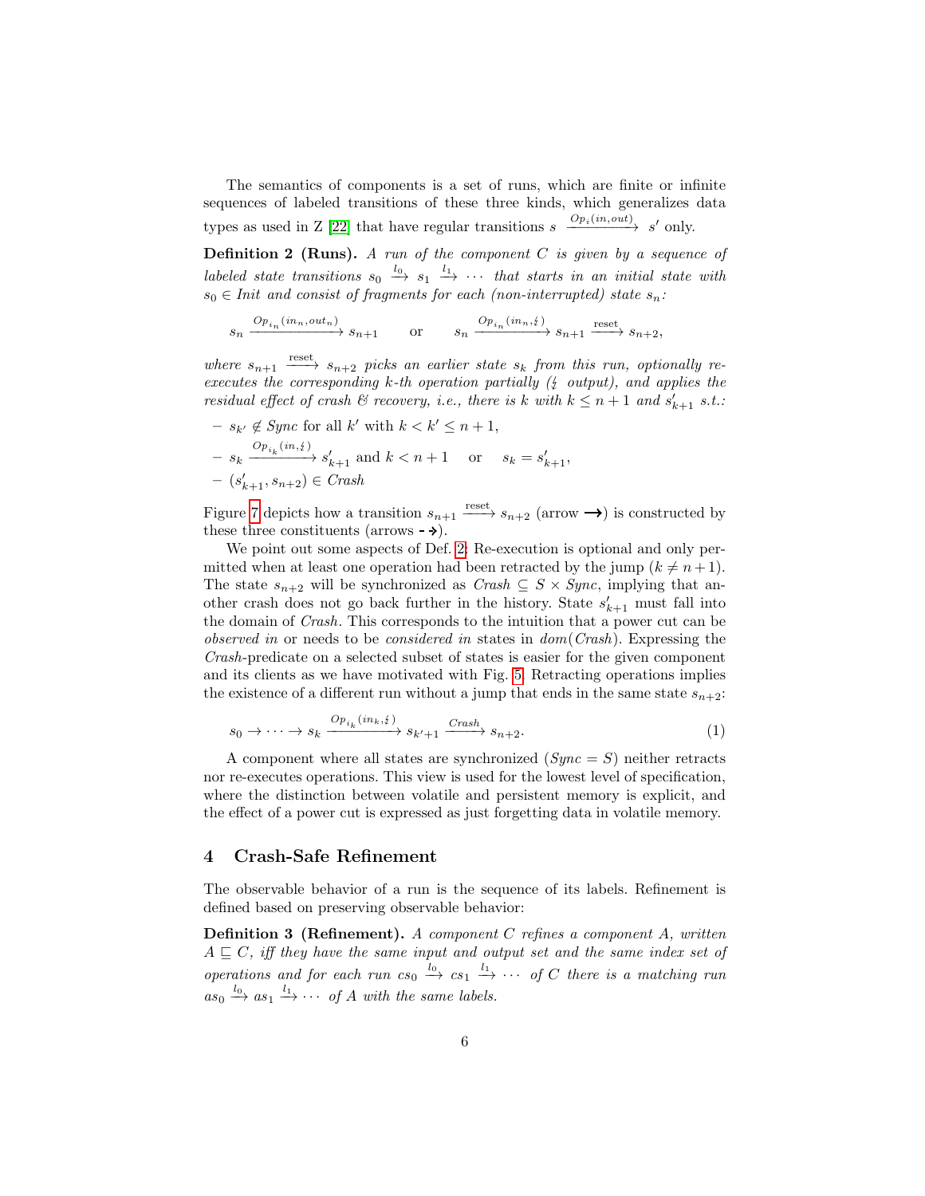The semantics of components is a set of runs, which are finite or infinite sequences of labeled transitions of these three kinds, which generalizes data types as used in Z [22] that have regular transitions $s \xrightarrow{Op_i(in,out)} s'$ only.

**Definition 2 (Runs).** *A run of the component $C$ is given by a sequence of labeled state transitions $s_0 \xrightarrow{l_0} s_1 \xrightarrow{l_1} \cdots$ that starts in an initial state with $s_0 \in Init$ and consist of fragments for each (non-interrupted) state $s_n$:*

$$s_n \xrightarrow{Op_{i_n}(in_n, out_n)} s_{n+1} \qquad \text{or} \qquad s_n \xrightarrow{Op_{i_n}(in_n, \lightning)} s_{n+1} \xrightarrow{\text{reset}} s_{n+2},$$

*where $s_{n+1} \xrightarrow{\text{reset}} s_{n+2}$ picks an earlier state $s_k$ from this run, optionally re-executes the corresponding $k$-th operation partially ($\lightning$ output), and applies the residual effect of crash & recovery, i.e., there is $k$ with $k \leq n+1$ and $s'_{k+1}$ s.t.:*

- $s_{k'} \notin Sync$ for all $k'$ with $k < k' \leq n+1$,
- $s_k \xrightarrow{Op_{i_k}(in, \lightning)} s'_{k+1}$ and $k < n+1$ or $s_k = s'_{k+1}$,
- $(s'_{k+1}, s_{n+2}) \in Crash$

Figure 7 depicts how a transition $s_{n+1} \xrightarrow{\text{reset}} s_{n+2}$ (arrow $\longrightarrow$) is constructed by these three constituents (arrows $\dashrightarrow$).

We point out some aspects of Def. 2: Re-execution is optional and only permitted when at least one operation had been retracted by the jump ($k \neq n+1$). The state $s_{n+2}$ will be synchronized as $Crash \subseteq S \times Sync$, implying that another crash does not go back further in the history. State $s'_{k+1}$ must fall into the domain of *Crash*. This corresponds to the intuition that a power cut can be *observed in* or needs to be *considered in* states in $dom(Crash)$. Expressing the *Crash*-predicate on a selected subset of states is easier for the given component and its clients as we have motivated with Fig. 5. Retracting operations implies the existence of a different run without a jump that ends in the same state $s_{n+2}$:

$$s_0 \to \cdots \to s_k \xrightarrow{Op_{i_k}(in_k, \lightning)} s_{k'+1} \xrightarrow{Crash} s_{n+2}. \tag{1}$$

A component where all states are synchronized ($Sync = S$) neither retracts nor re-executes operations. This view is used for the lowest level of specification, where the distinction between volatile and persistent memory is explicit, and the effect of a power cut is expressed as just forgetting data in volatile memory.

## 4 Crash-Safe Refinement

The observable behavior of a run is the sequence of its labels. Refinement is defined based on preserving observable behavior:

**Definition 3 (Refinement).** *A component $C$ refines a component $A$, written $A \sqsubseteq C$, iff they have the same input and output set and the same index set of operations and for each run $cs_0 \xrightarrow{l_0} cs_1 \xrightarrow{l_1} \cdots$ of $C$ there is a matching run $as_0 \xrightarrow{l_0} as_1 \xrightarrow{l_1} \cdots$ of $A$ with the same labels.*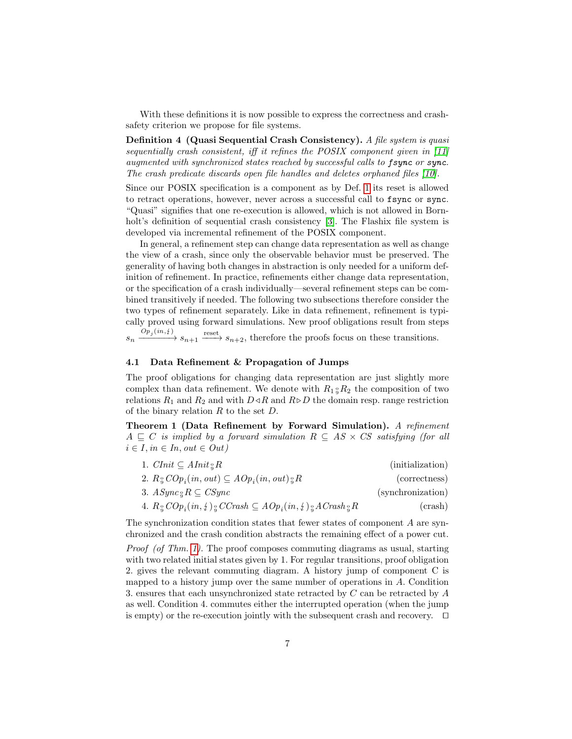With these definitions it is now possible to express the correctness and crash-safety criterion we propose for file systems.

**Definition 4 (Quasi Sequential Crash Consistency).** *A file system is quasi sequentially crash consistent, iff it refines the POSIX component given in [11] augmented with synchronized states reached by successful calls to* `fsync` *or* `sync`*. The crash predicate discards open file handles and deletes orphaned files [10].*

Since our POSIX specification is a component as by Def. 1 its reset is allowed to retract operations, however, never across a successful call to `fsync` or `sync`. "Quasi" signifies that one re-execution is allowed, which is not allowed in Bornholt's definition of sequential crash consistency [3]. The Flashix file system is developed via incremental refinement of the POSIX component.

In general, a refinement step can change data representation as well as change the view of a crash, since only the observable behavior must be preserved. The generality of having both changes in abstraction is only needed for a uniform definition of refinement. In practice, refinements either change data representation, or the specification of a crash individually—several refinement steps can be combined transitively if needed. The following two subsections therefore consider the two types of refinement separately. Like in data refinement, refinement is typically proved using forward simulations. New proof obligations result from steps $s_n \xrightarrow{Op_j(in,\lightning)} s_{n+1} \xrightarrow{\text{reset}} s_{n+2}$, therefore the proofs focus on these transitions.

### 4.1 Data Refinement & Propagation of Jumps

The proof obligations for changing data representation are just slightly more complex than data refinement. We denote with $R_1 \fatsemi R_2$ the composition of two relations $R_1$ and $R_2$ and with $D \lhd R$ and $R \rhd D$ the domain resp. range restriction of the binary relation $R$ to the set $D$.

**Theorem 1 (Data Refinement by Forward Simulation).** *A refinement $A \sqsubseteq C$ is implied by a forward simulation $R \subseteq AS \times CS$ satisfying (for all $i \in I, in \in In, out \in Out$)*

1. $CInit \subseteq AInit \fatsemi R$ (initialization)
2. $R \fatsemi COp_i(in, out) \subseteq AOp_i(in, out) \fatsemi R$ (correctness)
3. $ASync \fatsemi R \subseteq CSync$ (synchronization)
4. $R \fatsemi COp_i(in, \lightning) \fatsemi CCrash \subseteq AOp_i(in, \lightning) \fatsemi ACrash \fatsemi R$ (crash)

The synchronization condition states that fewer states of component $A$ are synchronized and the crash condition abstracts the remaining effect of a power cut.

*Proof (of Thm. 1).* The proof composes commuting diagrams as usual, starting with two related initial states given by 1. For regular transitions, proof obligation 2. gives the relevant commuting diagram. A history jump of component C is mapped to a history jump over the same number of operations in $A$. Condition 3. ensures that each unsynchronized state retracted by $C$ can be retracted by $A$ as well. Condition 4. commutes either the interrupted operation (when the jump is empty) or the re-execution jointly with the subsequent crash and recovery. $\square$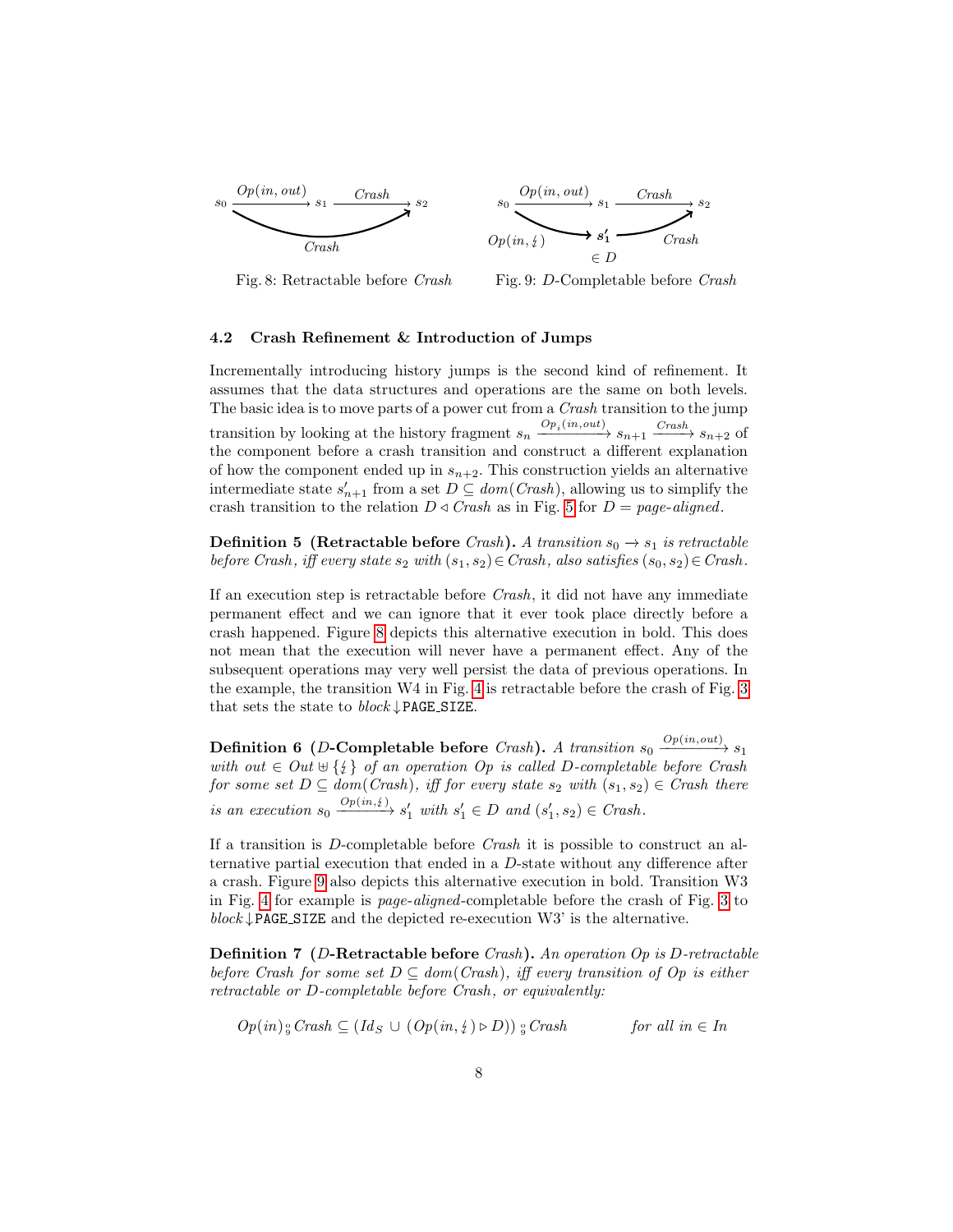Fig. 8: Retractable before *Crash*

Fig. 9: $D$-Completable before *Crash*

### 4.2 Crash Refinement & Introduction of Jumps

Incrementally introducing history jumps is the second kind of refinement. It assumes that the data structures and operations are the same on both levels. The basic idea is to move parts of a power cut from a *Crash* transition to the jump transition by looking at the history fragment $s_n \xrightarrow{Op_i(in,out)} s_{n+1} \xrightarrow{Crash} s_{n+2}$ of the component before a crash transition and construct a different explanation of how the component ended up in $s_{n+2}$. This construction yields an alternative intermediate state $s'_{n+1}$ from a set $D \subseteq dom(Crash)$, allowing us to simplify the crash transition to the relation $D \lhd Crash$ as in Fig. 5 for $D = \textit{page-aligned}$.

**Definition 5 (Retractable before *Crash*).** *A transition $s_0 \to s_1$ is retractable before Crash, iff every state $s_2$ with $(s_1, s_2) \in Crash$, also satisfies $(s_0, s_2) \in Crash$.*

If an execution step is retractable before *Crash*, it did not have any immediate permanent effect and we can ignore that it ever took place directly before a crash happened. Figure 8 depicts this alternative execution in bold. This does not mean that the execution will never have a permanent effect. Any of the subsequent operations may very well persist the data of previous operations. In the example, the transition W4 in Fig. 4 is retractable before the crash of Fig. 3 that sets the state to $block \downarrow \texttt{PAGE\_SIZE}$.

**Definition 6 ($D$-Completable before *Crash*).** *A transition $s_0 \xrightarrow{Op(in,out)} s_1$ with $out \in Out \uplus \{\lightning\}$ of an operation $Op$ is called $D$-completable before Crash for some set $D \subseteq dom(Crash)$, iff for every state $s_2$ with $(s_1, s_2) \in Crash$ there is an execution $s_0 \xrightarrow{Op(in,\lightning)} s'_1$ with $s'_1 \in D$ and $(s'_1, s_2) \in Crash$.*

If a transition is $D$-completable before *Crash* it is possible to construct an alternative partial execution that ended in a $D$-state without any difference after a crash. Figure 9 also depicts this alternative execution in bold. Transition W3 in Fig. 4 for example is *page-aligned*-completable before the crash of Fig. 3 to $block \downarrow \texttt{PAGE\_SIZE}$ and the depicted re-execution W3' is the alternative.

**Definition 7 ($D$-Retractable before *Crash*).** *An operation $Op$ is $D$-retractable before Crash for some set $D \subseteq dom(Crash)$, iff every transition of $Op$ is either retractable or $D$-completable before Crash, or equivalently:*

$$Op(in) \,;\, Crash \subseteq (Id_S \cup (Op(in, \lightning) \rhd D)) \,;\, Crash \qquad \text{for all } in \in In$$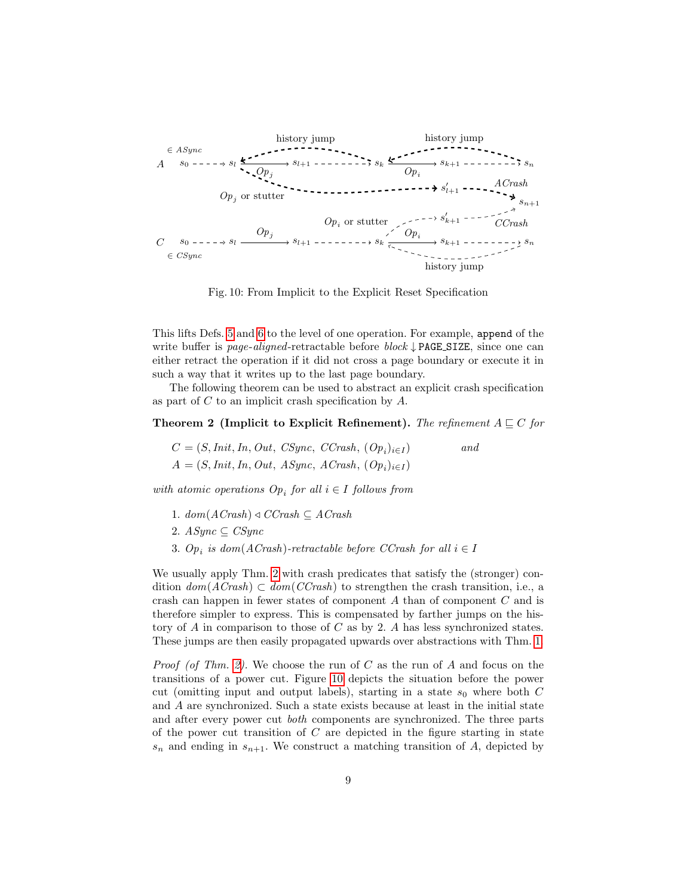Fig. 10: From Implicit to the Explicit Reset Specification

This lifts Defs. 5 and 6 to the level of one operation. For example, append of the write buffer is *page-aligned*-retractable before $block \downarrow$ PAGE_SIZE, since one can either retract the operation if it did not cross a page boundary or execute it in such a way that it writes up to the last page boundary.

The following theorem can be used to abstract an explicit crash specification as part of $C$ to an implicit crash specification by $A$.

**Theorem 2 (Implicit to Explicit Refinement).** *The refinement $A \sqsubseteq C$ for*

$$C = (S, Init, In, Out, CSync, CCrash, (Op_i)_{i \in I}) \qquad \text{and}$$
$$A = (S, Init, In, Out, ASync, ACrash, (Op_i)_{i \in I})$$

*with atomic operations $Op_i$ for all $i \in I$ follows from*

1. $dom(ACrash) \lhd CCrash \subseteq ACrash$
2. $ASync \subseteq CSync$
3. $Op_i$ *is* $dom(ACrash)$*-retractable before* $CCrash$ *for all* $i \in I$

We usually apply Thm. 2 with crash predicates that satisfy the (stronger) condition $dom(ACrash) \subset dom(CCrash)$ to strengthen the crash transition, i.e., a crash can happen in fewer states of component $A$ than of component $C$ and is therefore simpler to express. This is compensated by farther jumps on the history of $A$ in comparison to those of $C$ as by 2. $A$ has less synchronized states. These jumps are then easily propagated upwards over abstractions with Thm. 1.

*Proof (of Thm. 2).* We choose the run of $C$ as the run of $A$ and focus on the transitions of a power cut. Figure 10 depicts the situation before the power cut (omitting input and output labels), starting in a state $s_0$ where both $C$ and $A$ are synchronized. Such a state exists because at least in the initial state and after every power cut *both* components are synchronized. The three parts of the power cut transition of $C$ are depicted in the figure starting in state $s_n$ and ending in $s_{n+1}$. We construct a matching transition of $A$, depicted by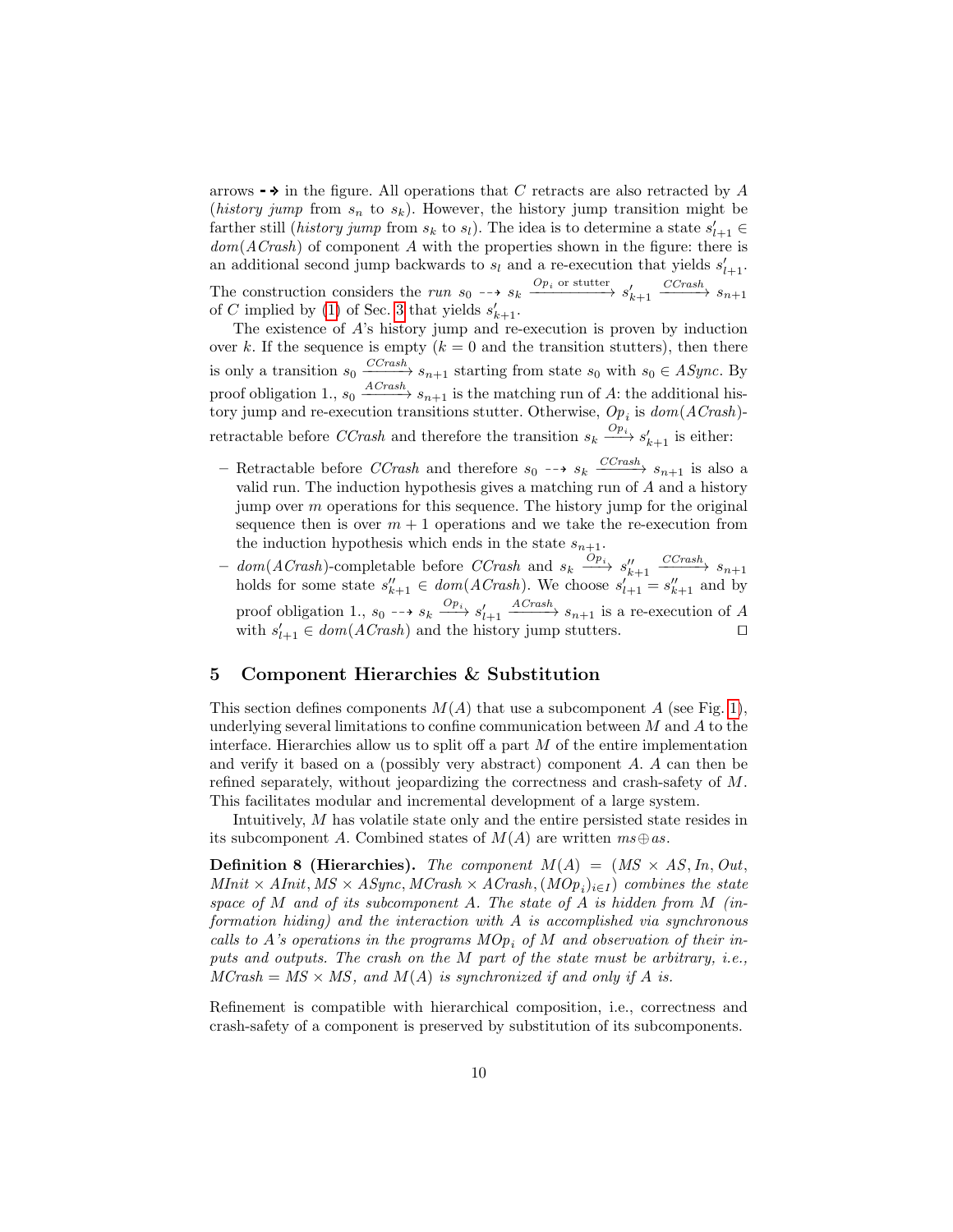arrows $\dashrightarrow$ in the figure. All operations that $C$ retracts are also retracted by $A$ (*history jump* from $s_n$ to $s_k$). However, the history jump transition might be farther still (*history jump* from $s_k$ to $s_l$). The idea is to determine a state $s'_{l+1} \in dom(ACrash)$ of component $A$ with the properties shown in the figure: there is an additional second jump backwards to $s_l$ and a re-execution that yields $s'_{l+1}$. The construction considers the *run* $s_0 \dashrightarrow s_k \xrightarrow{Op_i \text{ or stutter}} s'_{k+1} \xrightarrow{CCrash} s_{n+1}$ of $C$ implied by (1) of Sec. 3 that yields $s'_{k+1}$.

The existence of $A$'s history jump and re-execution is proven by induction over $k$. If the sequence is empty ($k = 0$ and the transition stutters), then there is only a transition $s_0 \xrightarrow{CCrash} s_{n+1}$ starting from state $s_0$ with $s_0 \in ASync$. By proof obligation 1., $s_0 \xrightarrow{ACrash} s_{n+1}$ is the matching run of $A$: the additional history jump and re-execution transitions stutter. Otherwise, $Op_i$ is $dom(ACrash)$-retractable before $CCrash$ and therefore the transition $s_k \xrightarrow{Op_i} s'_{k+1}$ is either:

- Retractable before $CCrash$ and therefore $s_0 \dashrightarrow s_k \xrightarrow{CCrash} s_{n+1}$ is also a valid run. The induction hypothesis gives a matching run of $A$ and a history jump over $m$ operations for this sequence. The history jump for the original sequence then is over $m+1$ operations and we take the re-execution from the induction hypothesis which ends in the state $s_{n+1}$.
- $dom(ACrash)$-completable before $CCrash$ and $s_k \xrightarrow{Op_i} s''_{k+1} \xrightarrow{CCrash} s_{n+1}$ holds for some state $s''_{k+1} \in dom(ACrash)$. We choose $s'_{l+1} = s''_{k+1}$ and by proof obligation 1., $s_0 \dashrightarrow s_k \xrightarrow{Op_i} s'_{l+1} \xrightarrow{ACrash} s_{n+1}$ is a re-execution of $A$ with $s'_{l+1} \in dom(ACrash)$ and the history jump stutters. $\square$

## 5 Component Hierarchies & Substitution

This section defines components $M(A)$ that use a subcomponent $A$ (see Fig. 1), underlying several limitations to confine communication between $M$ and $A$ to the interface. Hierarchies allow us to split off a part $M$ of the entire implementation and verify it based on a (possibly very abstract) component $A$. $A$ can then be refined separately, without jeopardizing the correctness and crash-safety of $M$. This facilitates modular and incremental development of a large system.

Intuitively, $M$ has volatile state only and the entire persisted state resides in its subcomponent $A$. Combined states of $M(A)$ are written $ms \oplus as$.

**Definition 8 (Hierarchies).** *The component* $M(A) = (MS \times AS, In, Out, MInit \times AInit, MS \times ASync, MCrash \times ACrash, (MOp_i)_{i \in I})$ *combines the state space of* $M$ *and of its subcomponent* $A$*. The state of* $A$ *is hidden from* $M$ *(information hiding) and the interaction with* $A$ *is accomplished via synchronous calls to* $A$*'s operations in the programs* $MOp_i$ *of* $M$ *and observation of their inputs and outputs. The crash on the* $M$ *part of the state must be arbitrary, i.e.,* $MCrash = MS \times MS$*, and* $M(A)$ *is synchronized if and only if* $A$ *is.*

Refinement is compatible with hierarchical composition, i.e., correctness and crash-safety of a component is preserved by substitution of its subcomponents.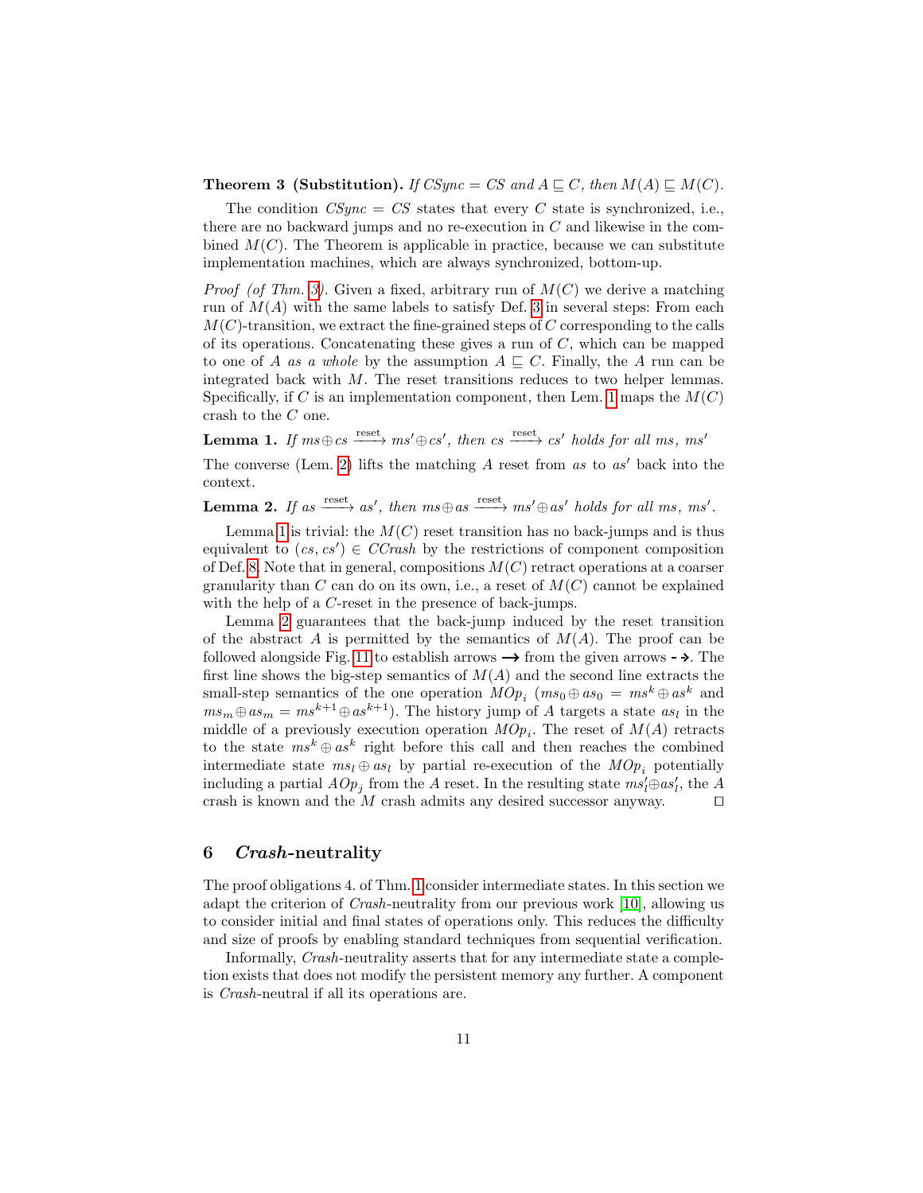**Theorem 3 (Substitution).** *If $CSync = CS$ and $A \sqsubseteq C$, then $M(A) \sqsubseteq M(C)$.*

The condition $CSync = CS$ states that every $C$ state is synchronized, i.e., there are no backward jumps and no re-execution in $C$ and likewise in the combined $M(C)$. The Theorem is applicable in practice, because we can substitute implementation machines, which are always synchronized, bottom-up.

*Proof (of Thm. 3).* Given a fixed, arbitrary run of $M(C)$ we derive a matching run of $M(A)$ with the same labels to satisfy Def. 3 in several steps: From each $M(C)$-transition, we extract the fine-grained steps of $C$ corresponding to the calls of its operations. Concatenating these gives a run of $C$, which can be mapped to one of $A$ *as a whole* by the assumption $A \sqsubseteq C$. Finally, the $A$ run can be integrated back with $M$. The reset transitions reduces to two helper lemmas. Specifically, if $C$ is an implementation component, then Lem. 1 maps the $M(C)$ crash to the $C$ one.

**Lemma 1.** *If $ms \oplus cs \xrightarrow{\text{reset}} ms' \oplus cs'$, then $cs \xrightarrow{\text{reset}} cs'$ holds for all $ms$, $ms'$*

The converse (Lem. 2) lifts the matching $A$ reset from $as$ to $as'$ back into the context.

**Lemma 2.** *If $as \xrightarrow{\text{reset}} as'$, then $ms \oplus as \xrightarrow{\text{reset}} ms' \oplus as'$ holds for all $ms$, $ms'$.*

Lemma 1 is trivial: the $M(C)$ reset transition has no back-jumps and is thus equivalent to $(cs, cs') \in CCrash$ by the restrictions of component composition of Def. 8. Note that in general, compositions $M(C)$ retract operations at a coarser granularity than $C$ can do on its own, i.e., a reset of $M(C)$ cannot be explained with the help of a $C$-reset in the presence of back-jumps.

Lemma 2 guarantees that the back-jump induced by the reset transition of the abstract $A$ is permitted by the semantics of $M(A)$. The proof can be followed alongside Fig. 11 to establish arrows $\longrightarrow$ from the given arrows $\dashrightarrow$. The first line shows the big-step semantics of $M(A)$ and the second line extracts the small-step semantics of the one operation $MOp_i$ ($ms_0 \oplus as_0 = ms^k \oplus as^k$ and $ms_m \oplus as_m = ms^{k+1} \oplus as^{k+1}$). The history jump of $A$ targets a state $as_l$ in the middle of a previously execution operation $MOp_i$. The reset of $M(A)$ retracts to the state $ms^k \oplus as^k$ right before this call and then reaches the combined intermediate state $ms_l \oplus as_l$ by partial re-execution of the $MOp_i$ potentially including a partial $AOp_j$ from the $A$ reset. In the resulting state $ms_l' \oplus as_l'$, the $A$ crash is known and the $M$ crash admits any desired successor anyway. □

## 6 *Crash*-neutrality

The proof obligations 4. of Thm. 1 consider intermediate states. In this section we adapt the criterion of *Crash*-neutrality from our previous work [10], allowing us to consider initial and final states of operations only. This reduces the difficulty and size of proofs by enabling standard techniques from sequential verification.

Informally, *Crash*-neutrality asserts that for any intermediate state a completion exists that does not modify the persistent memory any further. A component is *Crash*-neutral if all its operations are.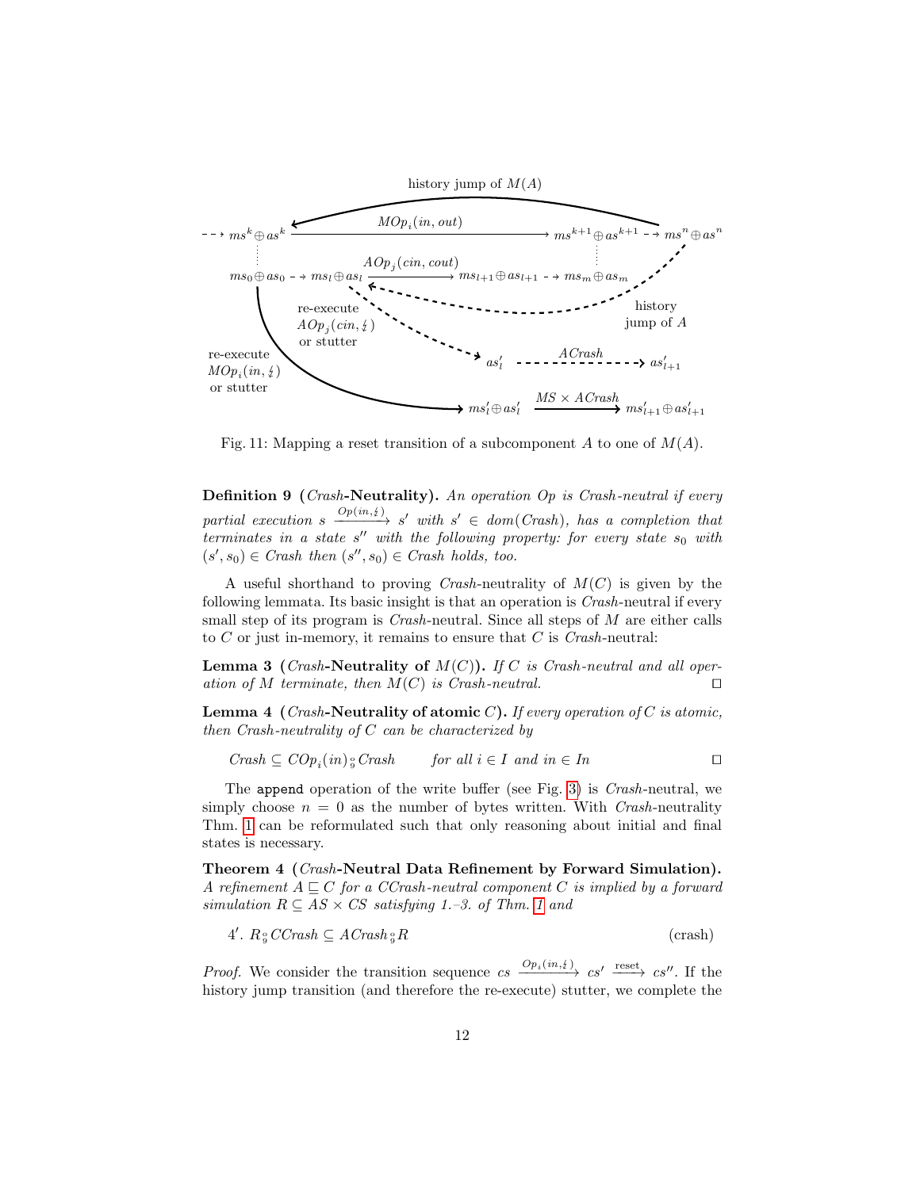Fig. 11: Mapping a reset transition of a subcomponent $A$ to one of $M(A)$.

**Definition 9 (*Crash*-Neutrality).** *An operation $Op$ is Crash-neutral if every partial execution $s \xrightarrow{Op(in,\lightning)} s'$ with $s' \in dom(Crash)$, has a completion that terminates in a state $s''$ with the following property: for every state $s_0$ with $(s', s_0) \in Crash$ then $(s'', s_0) \in Crash$ holds, too.*

A useful shorthand to proving *Crash*-neutrality of $M(C)$ is given by the following lemmata. Its basic insight is that an operation is *Crash*-neutral if every small step of its program is *Crash*-neutral. Since all steps of $M$ are either calls to $C$ or just in-memory, it remains to ensure that $C$ is *Crash*-neutral:

**Lemma 3 (*Crash*-Neutrality of $M(C)$).** *If $C$ is Crash-neutral and all operation of $M$ terminate, then $M(C)$ is Crash-neutral.* □

**Lemma 4 (*Crash*-Neutrality of atomic $C$).** *If every operation of $C$ is atomic, then Crash-neutrality of $C$ can be characterized by*

$$Crash \subseteq COp_i(in) \,\mathbin{;}\, Crash \qquad \textit{for all } i \in I \textit{ and } in \in In$$ □

The `append` operation of the write buffer (see Fig. 3) is *Crash*-neutral, we simply choose $n = 0$ as the number of bytes written. With *Crash*-neutrality Thm. 1 can be reformulated such that only reasoning about initial and final states is necessary.

**Theorem 4 (*Crash*-Neutral Data Refinement by Forward Simulation).** *A refinement $A \sqsubseteq C$ for a CCrash-neutral component $C$ is implied by a forward simulation $R \subseteq AS \times CS$ satisfying 1.–3. of Thm. 1 and*

$4'$. $R \,\mathbin{;}\, CCrash \subseteq ACrash \,\mathbin{;}\, R$ (crash)

*Proof.* We consider the transition sequence $cs \xrightarrow{Op_i(in,\lightning)} cs' \xrightarrow{\text{reset}} cs''$. If the history jump transition (and therefore the re-execute) stutter, we complete the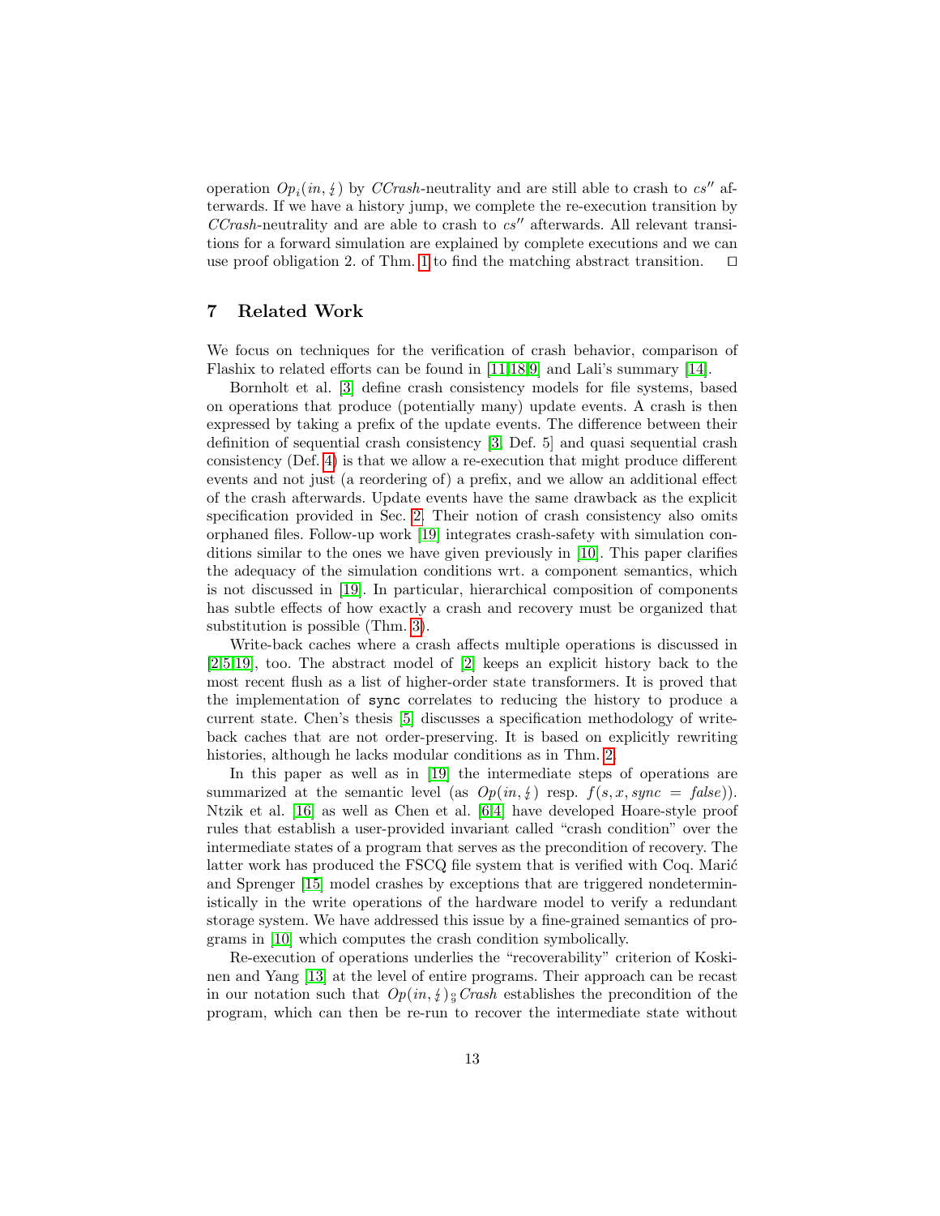operation $Op_i(in, \lightning)$ by *CCrash*-neutrality and are still able to crash to $cs''$ afterwards. If we have a history jump, we complete the re-execution transition by *CCrash*-neutrality and are able to crash to $cs''$ afterwards. All relevant transitions for a forward simulation are explained by complete executions and we can use proof obligation 2. of Thm. 1 to find the matching abstract transition. $\square$

## 7 Related Work

We focus on techniques for the verification of crash behavior, comparison of Flashix to related efforts can be found in [11,18,9] and Lali's summary [14].

Bornholt et al. [3] define crash consistency models for file systems, based on operations that produce (potentially many) update events. A crash is then expressed by taking a prefix of the update events. The difference between their definition of sequential crash consistency [3, Def. 5] and quasi sequential crash consistency (Def. 4) is that we allow a re-execution that might produce different events and not just (a reordering of) a prefix, and we allow an additional effect of the crash afterwards. Update events have the same drawback as the explicit specification provided in Sec. 2. Their notion of crash consistency also omits orphaned files. Follow-up work [19] integrates crash-safety with simulation conditions similar to the ones we have given previously in [10]. This paper clarifies the adequacy of the simulation conditions wrt. a component semantics, which is not discussed in [19]. In particular, hierarchical composition of components has subtle effects of how exactly a crash and recovery must be organized that substitution is possible (Thm. 3).

Write-back caches where a crash affects multiple operations is discussed in [2,5,19], too. The abstract model of [2] keeps an explicit history back to the most recent flush as a list of higher-order state transformers. It is proved that the implementation of `sync` correlates to reducing the history to produce a current state. Chen's thesis [5] discusses a specification methodology of write-back caches that are not order-preserving. It is based on explicitly rewriting histories, although he lacks modular conditions as in Thm. 2.

In this paper as well as in [19] the intermediate steps of operations are summarized at the semantic level (as $Op(in, \lightning)$ resp. $f(s, x, sync = false)$). Ntzik et al. [16] as well as Chen et al. [6,4] have developed Hoare-style proof rules that establish a user-provided invariant called "crash condition" over the intermediate states of a program that serves as the precondition of recovery. The latter work has produced the FSCQ file system that is verified with Coq. Marić and Sprenger [15] model crashes by exceptions that are triggered nondeterministically in the write operations of the hardware model to verify a redundant storage system. We have addressed this issue by a fine-grained semantics of programs in [10] which computes the crash condition symbolically.

Re-execution of operations underlies the "recoverability" criterion of Koskinen and Yang [13] at the level of entire programs. Their approach can be recast in our notation such that $Op(in, \lightning) \fatsemi Crash$ establishes the precondition of the program, which can then be re-run to recover the intermediate state without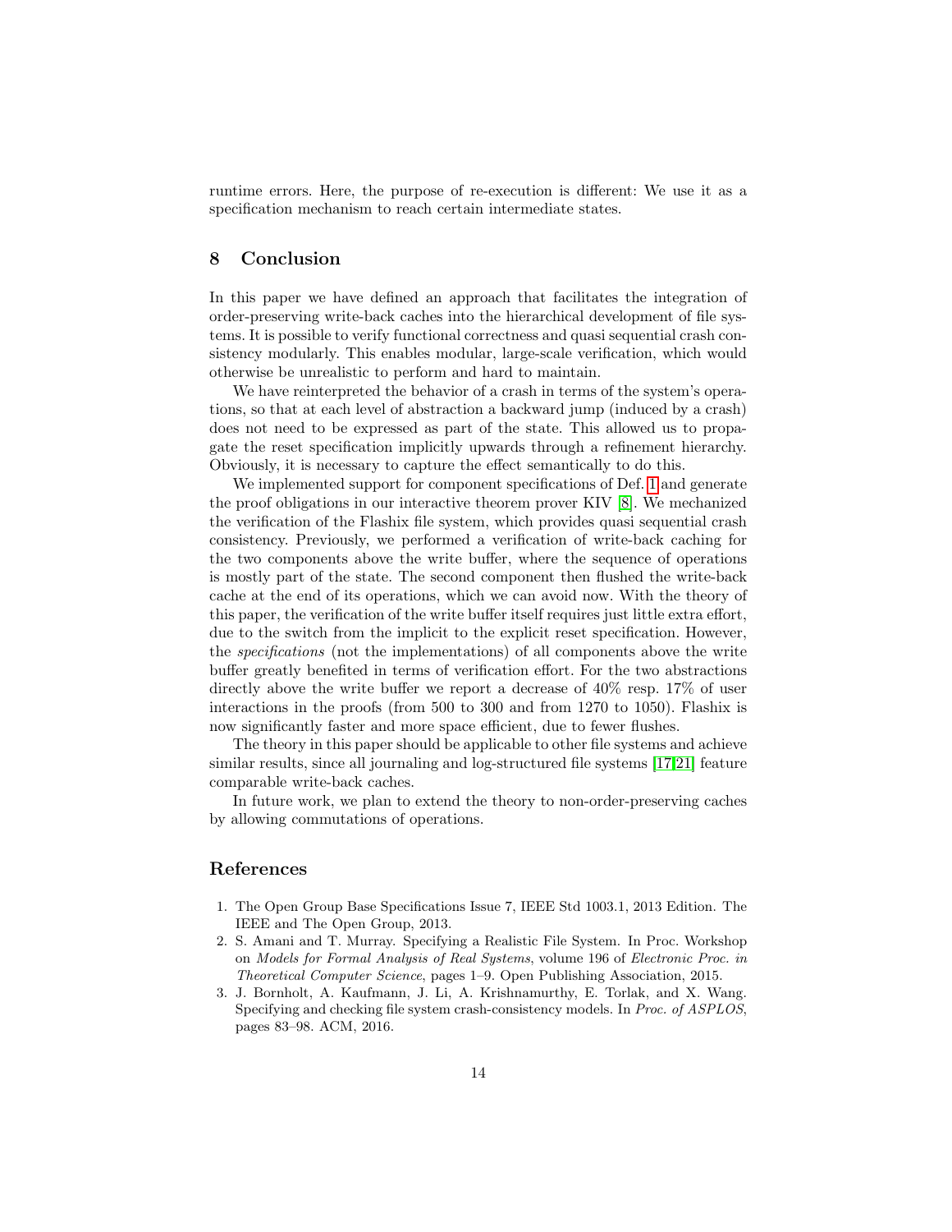runtime errors. Here, the purpose of re-execution is different: We use it as a specification mechanism to reach certain intermediate states.

## 8 Conclusion

In this paper we have defined an approach that facilitates the integration of order-preserving write-back caches into the hierarchical development of file systems. It is possible to verify functional correctness and quasi sequential crash consistency modularly. This enables modular, large-scale verification, which would otherwise be unrealistic to perform and hard to maintain.

We have reinterpreted the behavior of a crash in terms of the system's operations, so that at each level of abstraction a backward jump (induced by a crash) does not need to be expressed as part of the state. This allowed us to propagate the reset specification implicitly upwards through a refinement hierarchy. Obviously, it is necessary to capture the effect semantically to do this.

We implemented support for component specifications of Def. 1 and generate the proof obligations in our interactive theorem prover KIV [8]. We mechanized the verification of the Flashix file system, which provides quasi sequential crash consistency. Previously, we performed a verification of write-back caching for the two components above the write buffer, where the sequence of operations is mostly part of the state. The second component then flushed the write-back cache at the end of its operations, which we can avoid now. With the theory of this paper, the verification of the write buffer itself requires just little extra effort, due to the switch from the implicit to the explicit reset specification. However, the *specifications* (not the implementations) of all components above the write buffer greatly benefited in terms of verification effort. For the two abstractions directly above the write buffer we report a decrease of 40% resp. 17% of user interactions in the proofs (from 500 to 300 and from 1270 to 1050). Flashix is now significantly faster and more space efficient, due to fewer flushes.

The theory in this paper should be applicable to other file systems and achieve similar results, since all journaling and log-structured file systems [17,21] feature comparable write-back caches.

In future work, we plan to extend the theory to non-order-preserving caches by allowing commutations of operations.

## References

1. The Open Group Base Specifications Issue 7, IEEE Std 1003.1, 2013 Edition. The IEEE and The Open Group, 2013.
2. S. Amani and T. Murray. Specifying a Realistic File System. In Proc. Workshop on *Models for Formal Analysis of Real Systems*, volume 196 of *Electronic Proc. in Theoretical Computer Science*, pages 1–9. Open Publishing Association, 2015.
3. J. Bornholt, A. Kaufmann, J. Li, A. Krishnamurthy, E. Torlak, and X. Wang. Specifying and checking file system crash-consistency models. In *Proc. of ASPLOS*, pages 83–98. ACM, 2016.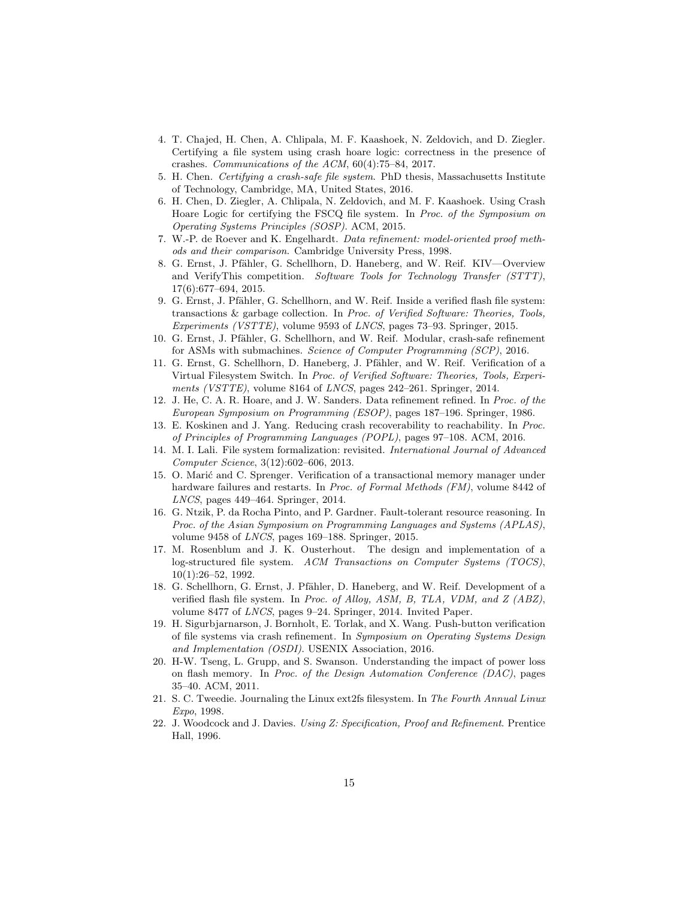4. T. Chajed, H. Chen, A. Chlipala, M. F. Kaashoek, N. Zeldovich, and D. Ziegler. Certifying a file system using crash hoare logic: correctness in the presence of crashes. *Communications of the ACM*, 60(4):75–84, 2017.
5. H. Chen. *Certifying a crash-safe file system*. PhD thesis, Massachusetts Institute of Technology, Cambridge, MA, United States, 2016.
6. H. Chen, D. Ziegler, A. Chlipala, N. Zeldovich, and M. F. Kaashoek. Using Crash Hoare Logic for certifying the FSCQ file system. In *Proc. of the Symposium on Operating Systems Principles (SOSP)*. ACM, 2015.
7. W.-P. de Roever and K. Engelhardt. *Data refinement: model-oriented proof methods and their comparison*. Cambridge University Press, 1998.
8. G. Ernst, J. Pfähler, G. Schellhorn, D. Haneberg, and W. Reif. KIV—Overview and VerifyThis competition. *Software Tools for Technology Transfer (STTT)*, 17(6):677–694, 2015.
9. G. Ernst, J. Pfähler, G. Schellhorn, and W. Reif. Inside a verified flash file system: transactions & garbage collection. In *Proc. of Verified Software: Theories, Tools, Experiments (VSTTE)*, volume 9593 of *LNCS*, pages 73–93. Springer, 2015.
10. G. Ernst, J. Pfähler, G. Schellhorn, and W. Reif. Modular, crash-safe refinement for ASMs with submachines. *Science of Computer Programming (SCP)*, 2016.
11. G. Ernst, G. Schellhorn, D. Haneberg, J. Pfähler, and W. Reif. Verification of a Virtual Filesystem Switch. In *Proc. of Verified Software: Theories, Tools, Experiments (VSTTE)*, volume 8164 of *LNCS*, pages 242–261. Springer, 2014.
12. J. He, C. A. R. Hoare, and J. W. Sanders. Data refinement refined. In *Proc. of the European Symposium on Programming (ESOP)*, pages 187–196. Springer, 1986.
13. E. Koskinen and J. Yang. Reducing crash recoverability to reachability. In *Proc. of Principles of Programming Languages (POPL)*, pages 97–108. ACM, 2016.
14. M. I. Lali. File system formalization: revisited. *International Journal of Advanced Computer Science*, 3(12):602–606, 2013.
15. O. Marić and C. Sprenger. Verification of a transactional memory manager under hardware failures and restarts. In *Proc. of Formal Methods (FM)*, volume 8442 of *LNCS*, pages 449–464. Springer, 2014.
16. G. Ntzik, P. da Rocha Pinto, and P. Gardner. Fault-tolerant resource reasoning. In *Proc. of the Asian Symposium on Programming Languages and Systems (APLAS)*, volume 9458 of *LNCS*, pages 169–188. Springer, 2015.
17. M. Rosenblum and J. K. Ousterhout. The design and implementation of a log-structured file system. *ACM Transactions on Computer Systems (TOCS)*, 10(1):26–52, 1992.
18. G. Schellhorn, G. Ernst, J. Pfähler, D. Haneberg, and W. Reif. Development of a verified flash file system. In *Proc. of Alloy, ASM, B, TLA, VDM, and Z (ABZ)*, volume 8477 of *LNCS*, pages 9–24. Springer, 2014. Invited Paper.
19. H. Sigurbjarnarson, J. Bornholt, E. Torlak, and X. Wang. Push-button verification of file systems via crash refinement. In *Symposium on Operating Systems Design and Implementation (OSDI)*. USENIX Association, 2016.
20. H-W. Tseng, L. Grupp, and S. Swanson. Understanding the impact of power loss on flash memory. In *Proc. of the Design Automation Conference (DAC)*, pages 35–40. ACM, 2011.
21. S. C. Tweedie. Journaling the Linux ext2fs filesystem. In *The Fourth Annual Linux Expo*, 1998.
22. J. Woodcock and J. Davies. *Using Z: Specification, Proof and Refinement*. Prentice Hall, 1996.